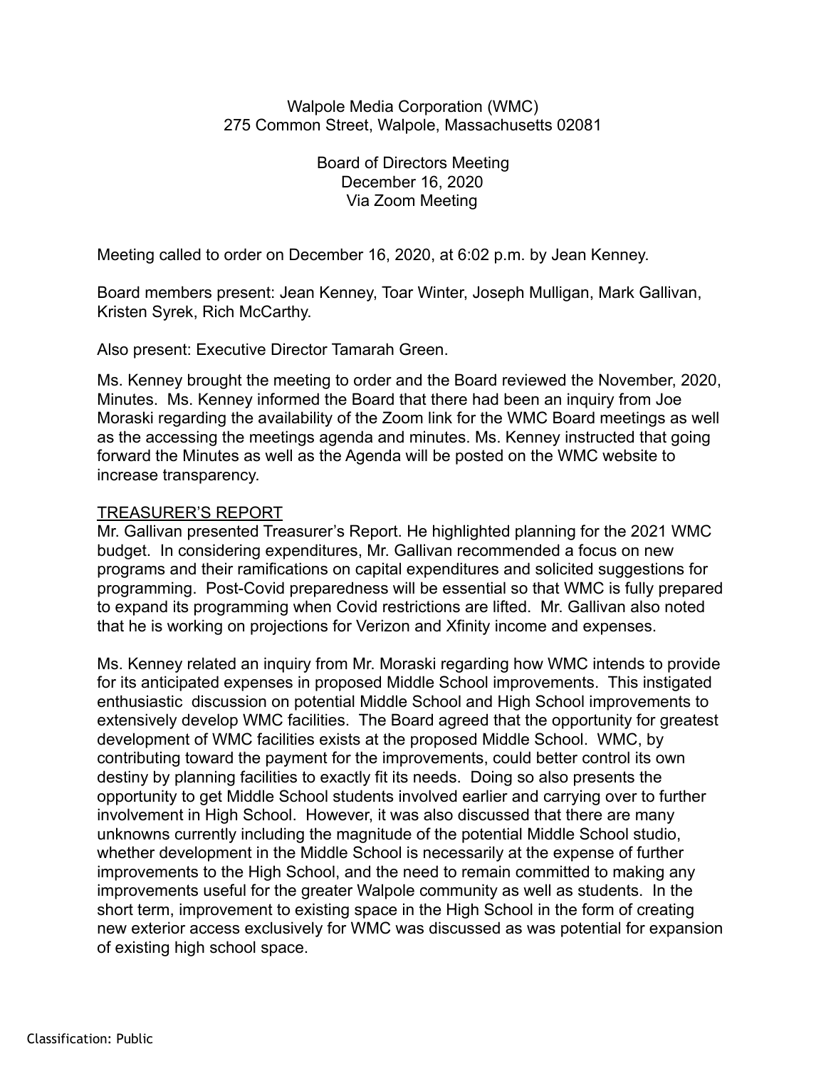Walpole Media Corporation (WMC)
275 Common Street, Walpole, Massachusetts 02081

Board of Directors Meeting
December 16, 2020
Via Zoom Meeting

Meeting called to order on December 16, 2020, at 6:02 p.m. by Jean Kenney.

Board members present: Jean Kenney, Toar Winter, Joseph Mulligan, Mark Gallivan, Kristen Syrek, Rich McCarthy.

Also present: Executive Director Tamarah Green.

Ms. Kenney brought the meeting to order and the Board reviewed the November, 2020, Minutes. Ms. Kenney informed the Board that there had been an inquiry from Joe Moraski regarding the availability of the Zoom link for the WMC Board meetings as well as the accessing the meetings agenda and minutes. Ms. Kenney instructed that going forward the Minutes as well as the Agenda will be posted on the WMC website to increase transparency.

## TREASURER'S REPORT

Mr. Gallivan presented Treasurer's Report. He highlighted planning for the 2021 WMC budget. In considering expenditures, Mr. Gallivan recommended a focus on new programs and their ramifications on capital expenditures and solicited suggestions for programming. Post-Covid preparedness will be essential so that WMC is fully prepared to expand its programming when Covid restrictions are lifted. Mr. Gallivan also noted that he is working on projections for Verizon and Xfinity income and expenses.

Ms. Kenney related an inquiry from Mr. Moraski regarding how WMC intends to provide for its anticipated expenses in proposed Middle School improvements. This instigated enthusiastic discussion on potential Middle School and High School improvements to extensively develop WMC facilities. The Board agreed that the opportunity for greatest development of WMC facilities exists at the proposed Middle School. WMC, by contributing toward the payment for the improvements, could better control its own destiny by planning facilities to exactly fit its needs. Doing so also presents the opportunity to get Middle School students involved earlier and carrying over to further involvement in High School. However, it was also discussed that there are many unknowns currently including the magnitude of the potential Middle School studio, whether development in the Middle School is necessarily at the expense of further improvements to the High School, and the need to remain committed to making any improvements useful for the greater Walpole community as well as students. In the short term, improvement to existing space in the High School in the form of creating new exterior access exclusively for WMC was discussed as was potential for expansion of existing high school space.

Classification: Public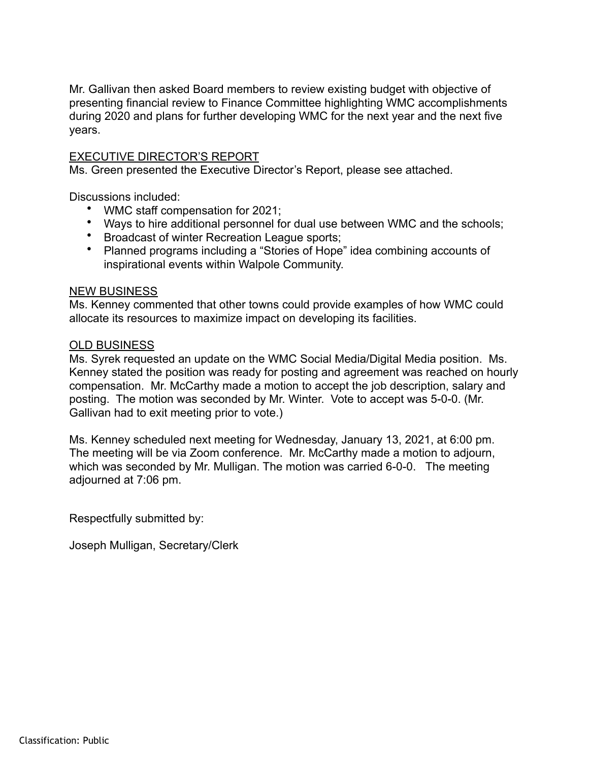Mr. Gallivan then asked Board members to review existing budget with objective of presenting financial review to Finance Committee highlighting WMC accomplishments during 2020 and plans for further developing WMC for the next year and the next five years.

<u>EXECUTIVE DIRECTOR'S REPORT</u>

Ms. Green presented the Executive Director's Report, please see attached.

Discussions included:

- WMC staff compensation for 2021;
- Ways to hire additional personnel for dual use between WMC and the schools;
- Broadcast of winter Recreation League sports;
- Planned programs including a "Stories of Hope" idea combining accounts of inspirational events within Walpole Community.

<u>NEW BUSINESS</u>

Ms. Kenney commented that other towns could provide examples of how WMC could allocate its resources to maximize impact on developing its facilities.

<u>OLD BUSINESS</u>

Ms. Syrek requested an update on the WMC Social Media/Digital Media position. Ms. Kenney stated the position was ready for posting and agreement was reached on hourly compensation. Mr. McCarthy made a motion to accept the job description, salary and posting. The motion was seconded by Mr. Winter. Vote to accept was 5-0-0. (Mr. Gallivan had to exit meeting prior to vote.)

Ms. Kenney scheduled next meeting for Wednesday, January 13, 2021, at 6:00 pm. The meeting will be via Zoom conference. Mr. McCarthy made a motion to adjourn, which was seconded by Mr. Mulligan. The motion was carried 6-0-0. The meeting adjourned at 7:06 pm.

Respectfully submitted by:

Joseph Mulligan, Secretary/Clerk